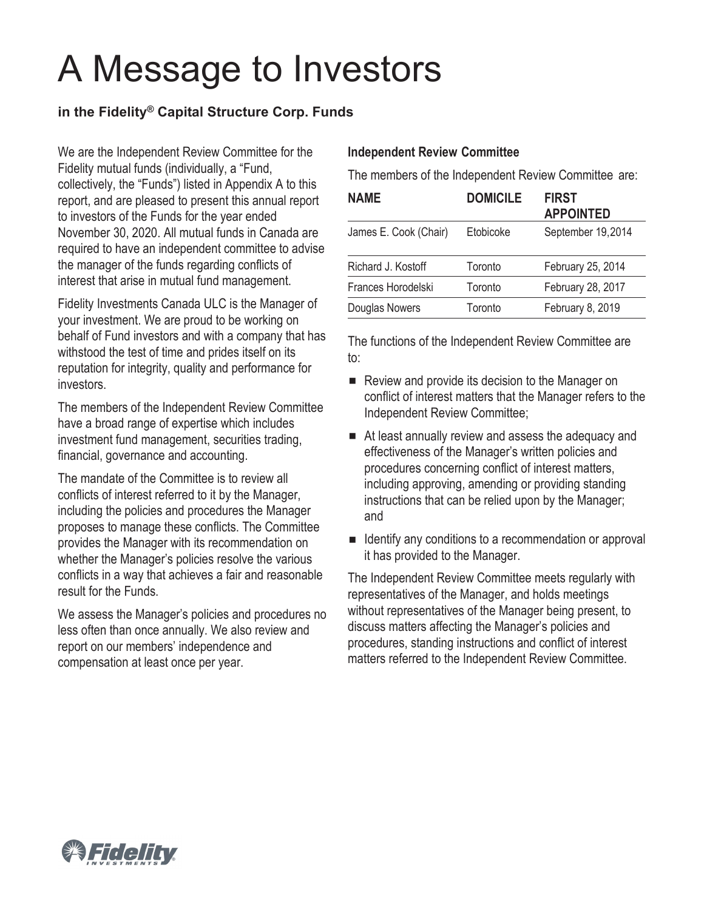# A Message to Investors

### in the Fidelity® Capital Structure Corp. Funds

We are the Independent Review Committee for the Fidelity mutual funds (individually, a "Fund, collectively, the "Funds") listed in Appendix A to this report, and are pleased to present this annual report to investors of the Funds for the year ended November 30, 2020. All mutual funds in Canada are required to have an independent committee to advise the manager of the funds regarding conflicts of interest that arise in mutual fund management.

Fidelity Investments Canada ULC is the Manager of your investment. We are proud to be working on behalf of Fund investors and with a company that has withstood the test of time and prides itself on its reputation for integrity, quality and performance for investors.

The members of the Independent Review Committee have a broad range of expertise which includes investment fund management, securities trading, financial, governance and accounting.

The mandate of the Committee is to review all conflicts of interest referred to it by the Manager, including the policies and procedures the Manager proposes to manage these conflicts. The Committee provides the Manager with its recommendation on whether the Manager's policies resolve the various conflicts in a way that achieves a fair and reasonable result for the Funds.

We assess the Manager's policies and procedures no less often than once annually. We also review and report on our members' independence and compensation at least once per year.

**Independent Review Committee**

The members of the Independent Review Committee are:

| NAME | DOMICILE | FIRST APPOINTED |
|---|---|---|
| James E. Cook (Chair) | Etobicoke | September 19,2014 |
| Richard J. Kostoff | Toronto | February 25, 2014 |
| Frances Horodelski | Toronto | February 28, 2017 |
| Douglas Nowers | Toronto | February 8, 2019 |

The functions of the Independent Review Committee are to:

- Review and provide its decision to the Manager on conflict of interest matters that the Manager refers to the Independent Review Committee;
- At least annually review and assess the adequacy and effectiveness of the Manager's written policies and procedures concerning conflict of interest matters, including approving, amending or providing standing instructions that can be relied upon by the Manager; and
- Identify any conditions to a recommendation or approval it has provided to the Manager.

The Independent Review Committee meets regularly with representatives of the Manager, and holds meetings without representatives of the Manager being present, to discuss matters affecting the Manager's policies and procedures, standing instructions and conflict of interest matters referred to the Independent Review Committee.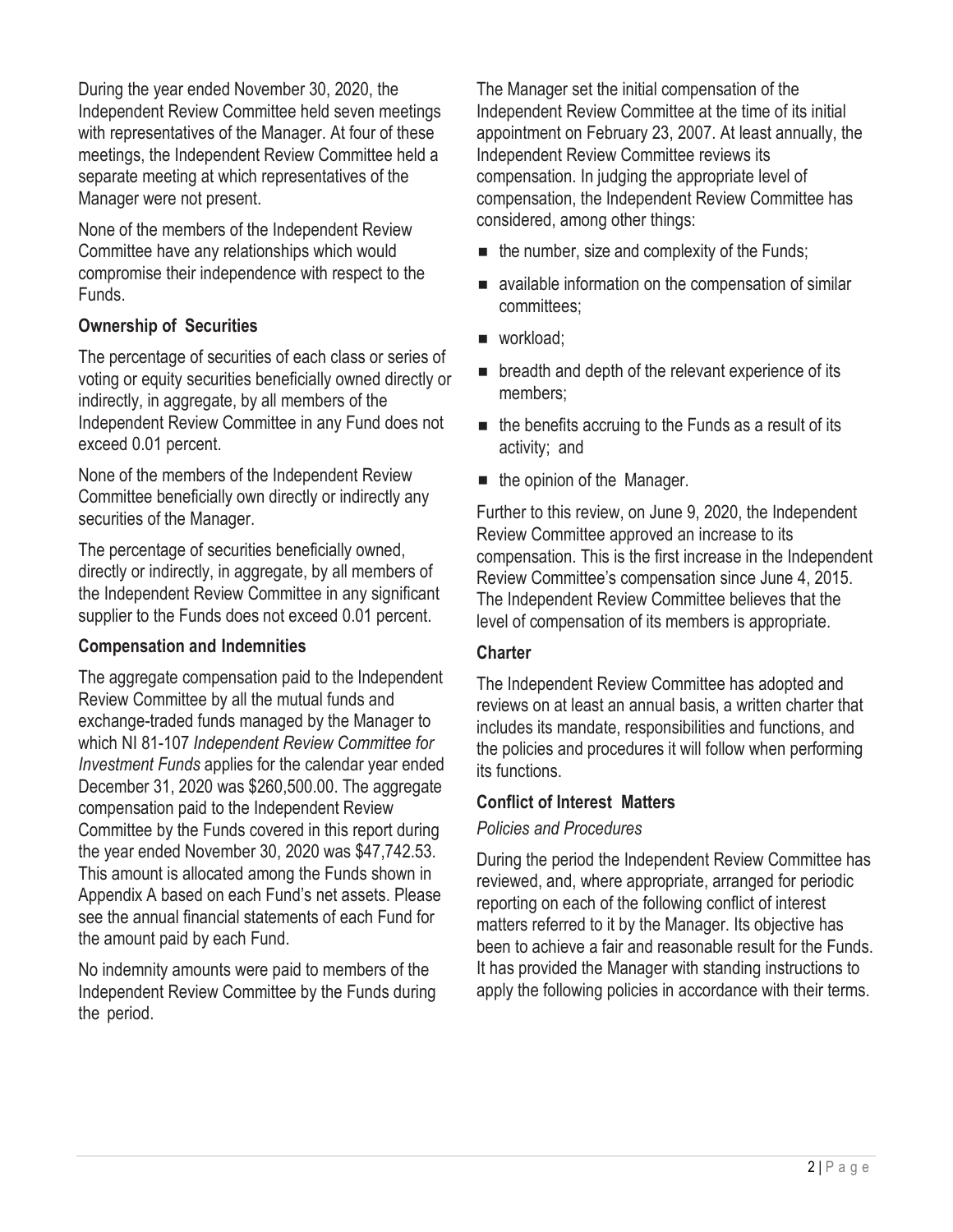During the year ended November 30, 2020, the Independent Review Committee held seven meetings with representatives of the Manager. At four of these meetings, the Independent Review Committee held a separate meeting at which representatives of the Manager were not present.

None of the members of the Independent Review Committee have any relationships which would compromise their independence with respect to the Funds.

### Ownership of Securities

The percentage of securities of each class or series of voting or equity securities beneficially owned directly or indirectly, in aggregate, by all members of the Independent Review Committee in any Fund does not exceed 0.01 percent.

None of the members of the Independent Review Committee beneficially own directly or indirectly any securities of the Manager.

The percentage of securities beneficially owned, directly or indirectly, in aggregate, by all members of the Independent Review Committee in any significant supplier to the Funds does not exceed 0.01 percent.

### Compensation and Indemnities

The aggregate compensation paid to the Independent Review Committee by all the mutual funds and exchange-traded funds managed by the Manager to which NI 81-107 *Independent Review Committee for Investment Funds* applies for the calendar year ended December 31, 2020 was $260,500.00. The aggregate compensation paid to the Independent Review Committee by the Funds covered in this report during the year ended November 30, 2020 was $47,742.53. This amount is allocated among the Funds shown in Appendix A based on each Fund's net assets. Please see the annual financial statements of each Fund for the amount paid by each Fund.

No indemnity amounts were paid to members of the Independent Review Committee by the Funds during the period.

The Manager set the initial compensation of the Independent Review Committee at the time of its initial appointment on February 23, 2007. At least annually, the Independent Review Committee reviews its compensation. In judging the appropriate level of compensation, the Independent Review Committee has considered, among other things:

- the number, size and complexity of the Funds;
- available information on the compensation of similar committees;
- workload;
- breadth and depth of the relevant experience of its members;
- the benefits accruing to the Funds as a result of its activity; and
- the opinion of the Manager.

Further to this review, on June 9, 2020, the Independent Review Committee approved an increase to its compensation. This is the first increase in the Independent Review Committee's compensation since June 4, 2015. The Independent Review Committee believes that the level of compensation of its members is appropriate.

### Charter

The Independent Review Committee has adopted and reviews on at least an annual basis, a written charter that includes its mandate, responsibilities and functions, and the policies and procedures it will follow when performing its functions.

### Conflict of Interest Matters

*Policies and Procedures*

During the period the Independent Review Committee has reviewed, and, where appropriate, arranged for periodic reporting on each of the following conflict of interest matters referred to it by the Manager. Its objective has been to achieve a fair and reasonable result for the Funds. It has provided the Manager with standing instructions to apply the following policies in accordance with their terms.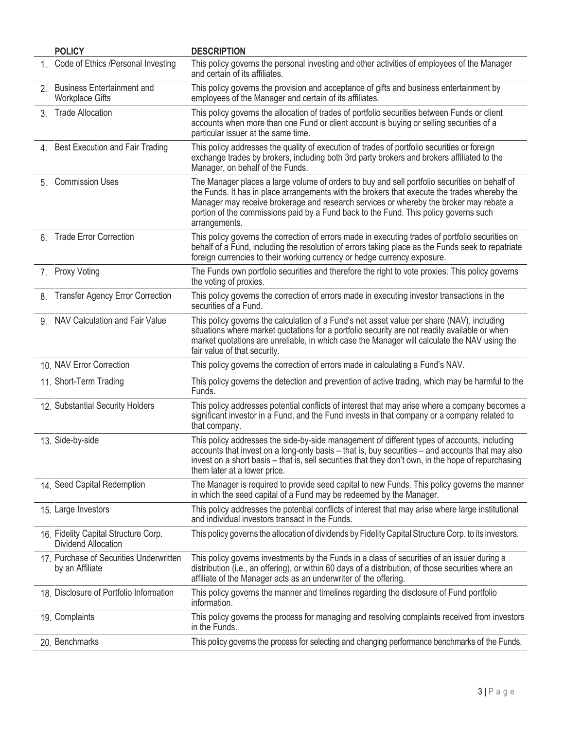| | POLICY | DESCRIPTION |
|---|---|---|
| 1. | Code of Ethics /Personal Investing | This policy governs the personal investing and other activities of employees of the Manager and certain of its affiliates. |
| 2. | Business Entertainment and Workplace Gifts | This policy governs the provision and acceptance of gifts and business entertainment by employees of the Manager and certain of its affiliates. |
| 3. | Trade Allocation | This policy governs the allocation of trades of portfolio securities between Funds or client accounts when more than one Fund or client account is buying or selling securities of a particular issuer at the same time. |
| 4. | Best Execution and Fair Trading | This policy addresses the quality of execution of trades of portfolio securities or foreign exchange trades by brokers, including both 3rd party brokers and brokers affiliated to the Manager, on behalf of the Funds. |
| 5. | Commission Uses | The Manager places a large volume of orders to buy and sell portfolio securities on behalf of the Funds. It has in place arrangements with the brokers that execute the trades whereby the Manager may receive brokerage and research services or whereby the broker may rebate a portion of the commissions paid by a Fund back to the Fund. This policy governs such arrangements. |
| 6. | Trade Error Correction | This policy governs the correction of errors made in executing trades of portfolio securities on behalf of a Fund, including the resolution of errors taking place as the Funds seek to repatriate foreign currencies to their working currency or hedge currency exposure. |
| 7. | Proxy Voting | The Funds own portfolio securities and therefore the right to vote proxies. This policy governs the voting of proxies. |
| 8. | Transfer Agency Error Correction | This policy governs the correction of errors made in executing investor transactions in the securities of a Fund. |
| 9. | NAV Calculation and Fair Value | This policy governs the calculation of a Fund's net asset value per share (NAV), including situations where market quotations for a portfolio security are not readily available or when market quotations are unreliable, in which case the Manager will calculate the NAV using the fair value of that security. |
| 10. | NAV Error Correction | This policy governs the correction of errors made in calculating a Fund's NAV. |
| 11. | Short-Term Trading | This policy governs the detection and prevention of active trading, which may be harmful to the Funds. |
| 12. | Substantial Security Holders | This policy addresses potential conflicts of interest that may arise where a company becomes a significant investor in a Fund, and the Fund invests in that company or a company related to that company. |
| 13. | Side-by-side | This policy addresses the side-by-side management of different types of accounts, including accounts that invest on a long-only basis – that is, buy securities – and accounts that may also invest on a short basis – that is, sell securities that they don't own, in the hope of repurchasing them later at a lower price. |
| 14. | Seed Capital Redemption | The Manager is required to provide seed capital to new Funds. This policy governs the manner in which the seed capital of a Fund may be redeemed by the Manager. |
| 15. | Large Investors | This policy addresses the potential conflicts of interest that may arise where large institutional and individual investors transact in the Funds. |
| 16. | Fidelity Capital Structure Corp. Dividend Allocation | This policy governs the allocation of dividends by Fidelity Capital Structure Corp. to its investors. |
| 17. | Purchase of Securities Underwritten by an Affiliate | This policy governs investments by the Funds in a class of securities of an issuer during a distribution (i.e., an offering), or within 60 days of a distribution, of those securities where an affiliate of the Manager acts as an underwriter of the offering. |
| 18. | Disclosure of Portfolio Information | This policy governs the manner and timelines regarding the disclosure of Fund portfolio information. |
| 19. | Complaints | This policy governs the process for managing and resolving complaints received from investors in the Funds. |
| 20. | Benchmarks | This policy governs the process for selecting and changing performance benchmarks of the Funds. |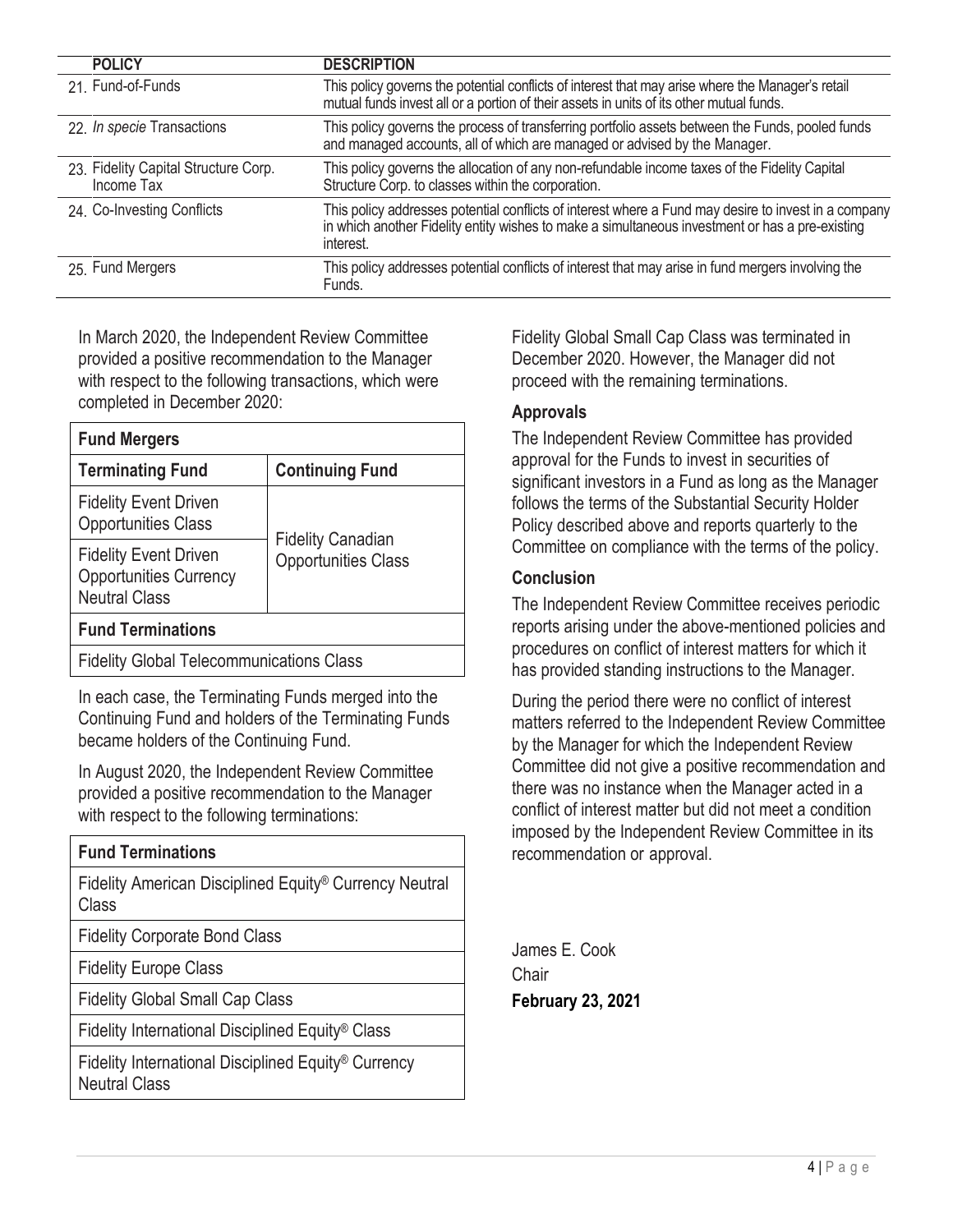| POLICY | DESCRIPTION |
| --- | --- |
| 21. Fund-of-Funds | This policy governs the potential conflicts of interest that may arise where the Manager's retail mutual funds invest all or a portion of their assets in units of its other mutual funds. |
| 22. *In specie* Transactions | This policy governs the process of transferring portfolio assets between the Funds, pooled funds and managed accounts, all of which are managed or advised by the Manager. |
| 23. Fidelity Capital Structure Corp. Income Tax | This policy governs the allocation of any non-refundable income taxes of the Fidelity Capital Structure Corp. to classes within the corporation. |
| 24. Co-Investing Conflicts | This policy addresses potential conflicts of interest where a Fund may desire to invest in a company in which another Fidelity entity wishes to make a simultaneous investment or has a pre-existing interest. |
| 25. Fund Mergers | This policy addresses potential conflicts of interest that may arise in fund mergers involving the Funds. |

In March 2020, the Independent Review Committee provided a positive recommendation to the Manager with respect to the following transactions, which were completed in December 2020:

| Fund Mergers | |
| --- | --- |
| **Terminating Fund** | **Continuing Fund** |
| Fidelity Event Driven Opportunities Class | Fidelity Canadian Opportunities Class |
| Fidelity Event Driven Opportunities Currency Neutral Class | |
| **Fund Terminations** | |
| Fidelity Global Telecommunications Class | |

In each case, the Terminating Funds merged into the Continuing Fund and holders of the Terminating Funds became holders of the Continuing Fund.

In August 2020, the Independent Review Committee provided a positive recommendation to the Manager with respect to the following terminations:

| Fund Terminations |
| --- |
| Fidelity American Disciplined Equity® Currency Neutral Class |
| Fidelity Corporate Bond Class |
| Fidelity Europe Class |
| Fidelity Global Small Cap Class |
| Fidelity International Disciplined Equity® Class |
| Fidelity International Disciplined Equity® Currency Neutral Class |

Fidelity Global Small Cap Class was terminated in December 2020. However, the Manager did not proceed with the remaining terminations.

### Approvals

The Independent Review Committee has provided approval for the Funds to invest in securities of significant investors in a Fund as long as the Manager follows the terms of the Substantial Security Holder Policy described above and reports quarterly to the Committee on compliance with the terms of the policy.

### Conclusion

The Independent Review Committee receives periodic reports arising under the above-mentioned policies and procedures on conflict of interest matters for which it has provided standing instructions to the Manager.

During the period there were no conflict of interest matters referred to the Independent Review Committee by the Manager for which the Independent Review Committee did not give a positive recommendation and there was no instance when the Manager acted in a conflict of interest matter but did not meet a condition imposed by the Independent Review Committee in its recommendation or approval.

James E. Cook
Chair
**February 23, 2021**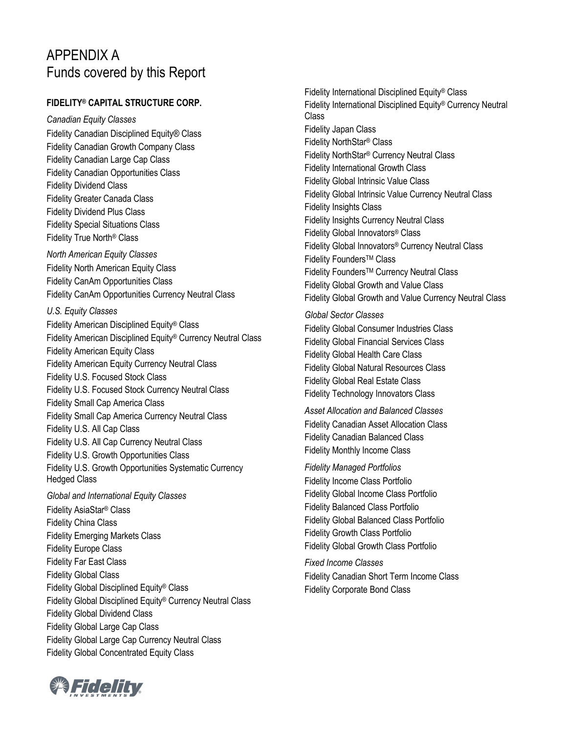# APPENDIX A
## Funds covered by this Report

### FIDELITY® CAPITAL STRUCTURE CORP.

*Canadian Equity Classes*

Fidelity Canadian Disciplined Equity® Class
Fidelity Canadian Growth Company Class
Fidelity Canadian Large Cap Class
Fidelity Canadian Opportunities Class
Fidelity Dividend Class
Fidelity Greater Canada Class
Fidelity Dividend Plus Class
Fidelity Special Situations Class
Fidelity True North® Class

*North American Equity Classes*

Fidelity North American Equity Class
Fidelity CanAm Opportunities Class
Fidelity CanAm Opportunities Currency Neutral Class

*U.S. Equity Classes*

Fidelity American Disciplined Equity® Class
Fidelity American Disciplined Equity® Currency Neutral Class
Fidelity American Equity Class
Fidelity American Equity Currency Neutral Class
Fidelity U.S. Focused Stock Class
Fidelity U.S. Focused Stock Currency Neutral Class
Fidelity Small Cap America Class
Fidelity Small Cap America Currency Neutral Class
Fidelity U.S. All Cap Class
Fidelity U.S. All Cap Currency Neutral Class
Fidelity U.S. Growth Opportunities Class
Fidelity U.S. Growth Opportunities Systematic Currency Hedged Class

*Global and International Equity Classes*

Fidelity AsiaStar® Class
Fidelity China Class
Fidelity Emerging Markets Class
Fidelity Europe Class
Fidelity Far East Class
Fidelity Global Class
Fidelity Global Disciplined Equity® Class
Fidelity Global Disciplined Equity® Currency Neutral Class
Fidelity Global Dividend Class
Fidelity Global Large Cap Class
Fidelity Global Large Cap Currency Neutral Class
Fidelity Global Concentrated Equity Class
Fidelity International Disciplined Equity® Class
Fidelity International Disciplined Equity® Currency Neutral Class
Fidelity Japan Class
Fidelity NorthStar® Class
Fidelity NorthStar® Currency Neutral Class
Fidelity International Growth Class
Fidelity Global Intrinsic Value Class
Fidelity Global Intrinsic Value Currency Neutral Class
Fidelity Insights Class
Fidelity Insights Currency Neutral Class
Fidelity Global Innovators® Class
Fidelity Global Innovators® Currency Neutral Class
Fidelity Founders™ Class
Fidelity Founders™ Currency Neutral Class
Fidelity Global Growth and Value Class
Fidelity Global Growth and Value Currency Neutral Class

*Global Sector Classes*

Fidelity Global Consumer Industries Class
Fidelity Global Financial Services Class
Fidelity Global Health Care Class
Fidelity Global Natural Resources Class
Fidelity Global Real Estate Class
Fidelity Technology Innovators Class

*Asset Allocation and Balanced Classes*

Fidelity Canadian Asset Allocation Class
Fidelity Canadian Balanced Class
Fidelity Monthly Income Class

*Fidelity Managed Portfolios*

Fidelity Income Class Portfolio
Fidelity Global Income Class Portfolio
Fidelity Balanced Class Portfolio
Fidelity Global Balanced Class Portfolio
Fidelity Growth Class Portfolio
Fidelity Global Growth Class Portfolio

*Fixed Income Classes*

Fidelity Canadian Short Term Income Class
Fidelity Corporate Bond Class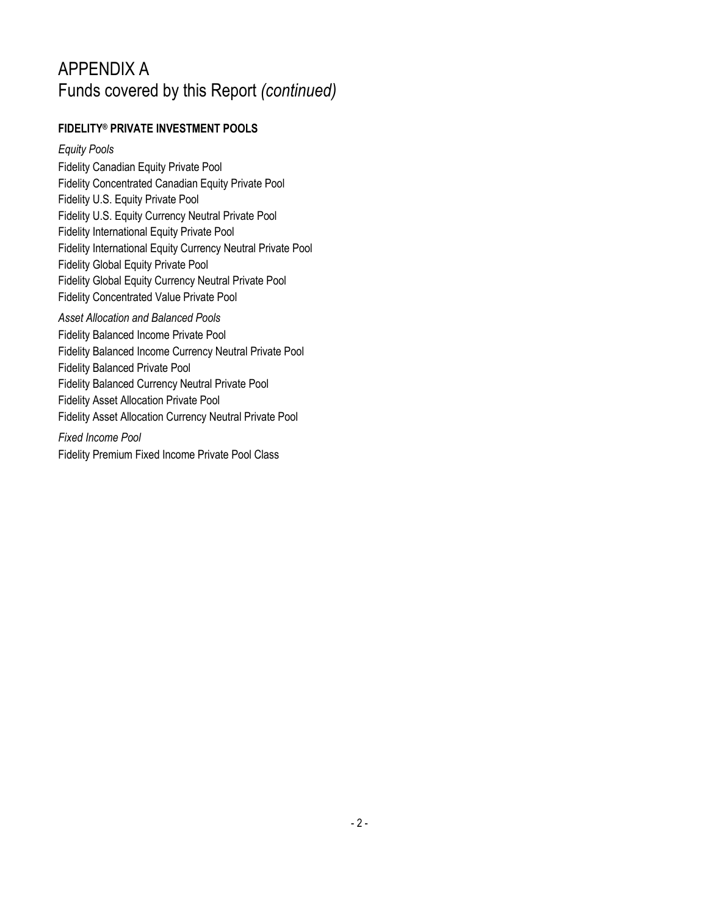# APPENDIX A
## Funds covered by this Report *(continued)*

**FIDELITY® PRIVATE INVESTMENT POOLS**

*Equity Pools*

Fidelity Canadian Equity Private Pool
Fidelity Concentrated Canadian Equity Private Pool
Fidelity U.S. Equity Private Pool
Fidelity U.S. Equity Currency Neutral Private Pool
Fidelity International Equity Private Pool
Fidelity International Equity Currency Neutral Private Pool
Fidelity Global Equity Private Pool
Fidelity Global Equity Currency Neutral Private Pool
Fidelity Concentrated Value Private Pool

*Asset Allocation and Balanced Pools*

Fidelity Balanced Income Private Pool
Fidelity Balanced Income Currency Neutral Private Pool
Fidelity Balanced Private Pool
Fidelity Balanced Currency Neutral Private Pool
Fidelity Asset Allocation Private Pool
Fidelity Asset Allocation Currency Neutral Private Pool

*Fixed Income Pool*

Fidelity Premium Fixed Income Private Pool Class